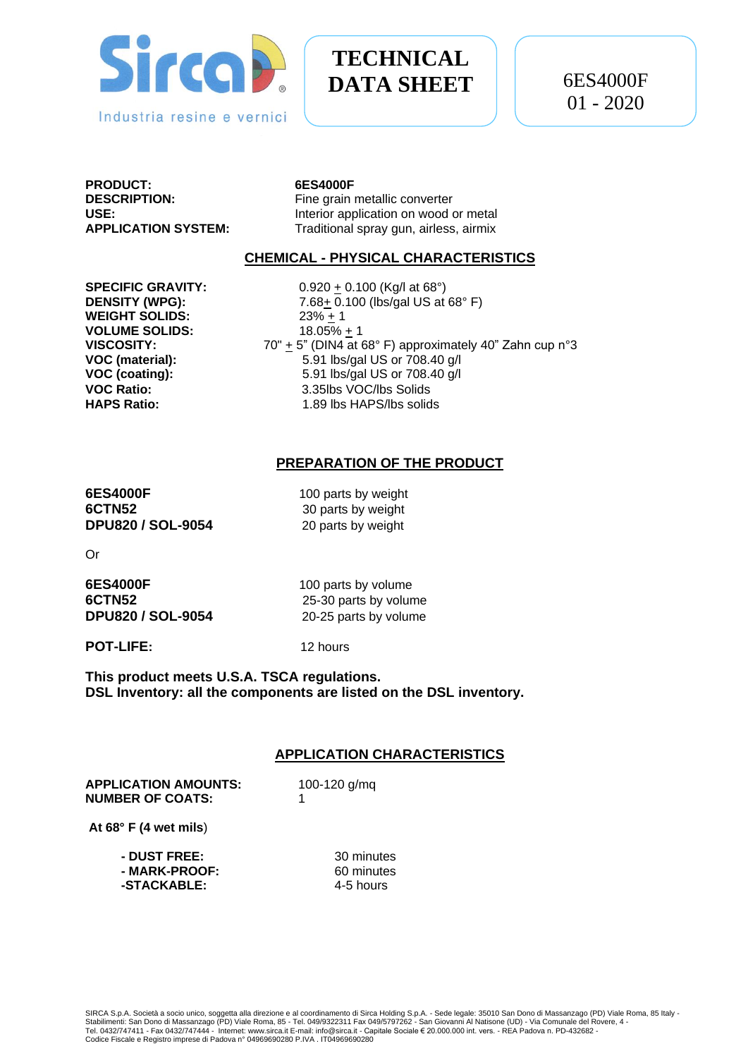Sirca Industria resine e vernici

# TECHNICAL DATA SHEET

6ES4000F
01 - 2020

**PRODUCT:** 6ES4000F
**DESCRIPTION:** Fine grain metallic converter
**USE:** Interior application on wood or metal
**APPLICATION SYSTEM:** Traditional spray gun, airless, airmix

## CHEMICAL - PHYSICAL CHARACTERISTICS

| | |
|---|---|
| **SPECIFIC GRAVITY:** | 0.920 ± 0.100 (Kg/l at 68°) |
| **DENSITY (WPG):** | 7.68± 0.100 (lbs/gal US at 68° F) |
| **WEIGHT SOLIDS:** | 23% ± 1 |
| **VOLUME SOLIDS:** | 18.05% ± 1 |
| **VISCOSITY:** | 70" ± 5" (DIN4 at 68° F) approximately 40" Zahn cup n°3 |
| **VOC (material):** | 5.91 lbs/gal US or 708.40 g/l |
| **VOC (coating):** | 5.91 lbs/gal US or 708.40 g/l |
| **VOC Ratio:** | 3.35lbs VOC/lbs Solids |
| **HAPS Ratio:** | 1.89 lbs HAPS/lbs solids |

## PREPARATION OF THE PRODUCT

| | |
|---|---|
| **6ES4000F** | 100 parts by weight |
| **6CTN52** | 30 parts by weight |
| **DPU820 / SOL-9054** | 20 parts by weight |

Or

| | |
|---|---|
| **6ES4000F** | 100 parts by volume |
| **6CTN52** | 25-30 parts by volume |
| **DPU820 / SOL-9054** | 20-25 parts by volume |

**POT-LIFE:** 12 hours

**This product meets U.S.A. TSCA regulations.**
**DSL Inventory: all the components are listed on the DSL inventory.**

## APPLICATION CHARACTERISTICS

**APPLICATION AMOUNTS:** 100-120 g/mq
**NUMBER OF COATS:** 1

**At 68° F (4 wet mils**)

| | |
|---|---|
| **- DUST FREE:** | 30 minutes |
| **- MARK-PROOF:** | 60 minutes |
| **-STACKABLE:** | 4-5 hours |

SIRCA S.p.A. Società a socio unico, soggetta alla direzione e al coordinamento di Sirca Holding S.p.A. - Sede legale: 35010 San Dono di Massanzago (PD) Viale Roma, 85 Italy - Stabilimenti: San Dono di Massanzago (PD) Viale Roma, 85 - Tel. 049/9322311 Fax 049/5797262 - San Giovanni Al Natisone (UD) - Via Comunale del Rovere, 4 - Tel. 0432/747411 - Fax 0432/747444 - Internet: www.sirca.it E-mail: info@sirca.it - Capitale Sociale € 20.000.000 int. vers. - REA Padova n. PD-432682 - Codice Fiscale e Registro imprese di Padova n° 04969690280 P.IVA . IT04969690280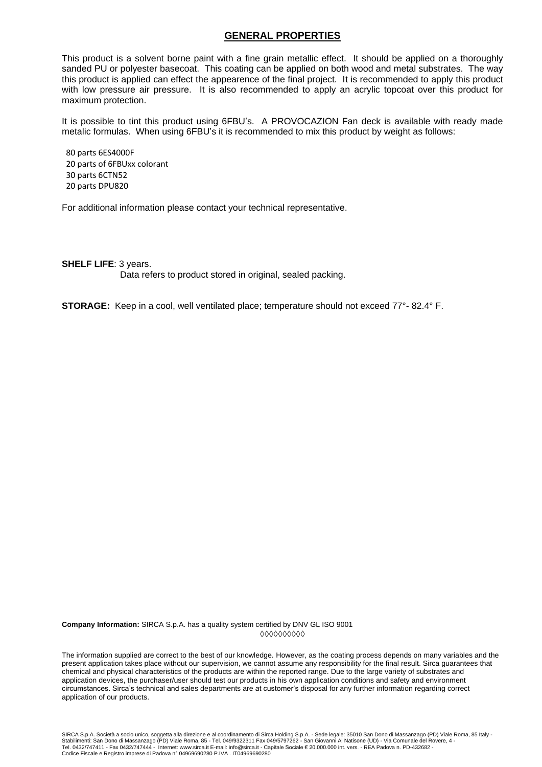## GENERAL PROPERTIES

This product is a solvent borne paint with a fine grain metallic effect. It should be applied on a thoroughly sanded PU or polyester basecoat. This coating can be applied on both wood and metal substrates. The way this product is applied can effect the appearence of the final project. It is recommended to apply this product with low pressure air pressure. It is also recommended to apply an acrylic topcoat over this product for maximum protection.

It is possible to tint this product using 6FBU's. A PROVOCAZION Fan deck is available with ready made metalic formulas. When using 6FBU's it is recommended to mix this product by weight as follows:

80 parts 6ES4000F  
20 parts of 6FBUxx colorant  
30 parts 6CTN52  
20 parts DPU820

For additional information please contact your technical representative.

**SHELF LIFE**: 3 years.  
Data refers to product stored in original, sealed packing.

**STORAGE:** Keep in a cool, well ventilated place; temperature should not exceed 77°- 82.4° F.

**Company Information:** SIRCA S.p.A. has a quality system certified by DNV GL ISO 9001

◊◊◊◊◊◊◊◊◊◊

The information supplied are correct to the best of our knowledge. However, as the coating process depends on many variables and the present application takes place without our supervision, we cannot assume any responsibility for the final result. Sirca guarantees that chemical and physical characteristics of the products are within the reported range. Due to the large variety of substrates and application devices, the purchaser/user should test our products in his own application conditions and safety and environment circumstances. Sirca's technical and sales departments are at customer's disposal for any further information regarding correct application of our products.

SIRCA S.p.A. Società a socio unico, soggetta alla direzione e al coordinamento di Sirca Holding S.p.A. - Sede legale: 35010 San Dono di Massanzago (PD) Viale Roma, 85 Italy - Stabilimenti: San Dono di Massanzago (PD) Viale Roma, 85 - Tel. 049/9322311 Fax 049/5797262 - San Giovanni Al Natisone (UD) - Via Comunale del Rovere, 4 - Tel. 0432/747411 - Fax 0432/747444 - Internet: www.sirca.it E-mail: info@sirca.it - Capitale Sociale € 20.000.000 int. vers. - REA Padova n. PD-432682 - Codice Fiscale e Registro imprese di Padova n° 04969690280 P.IVA . IT04969690280